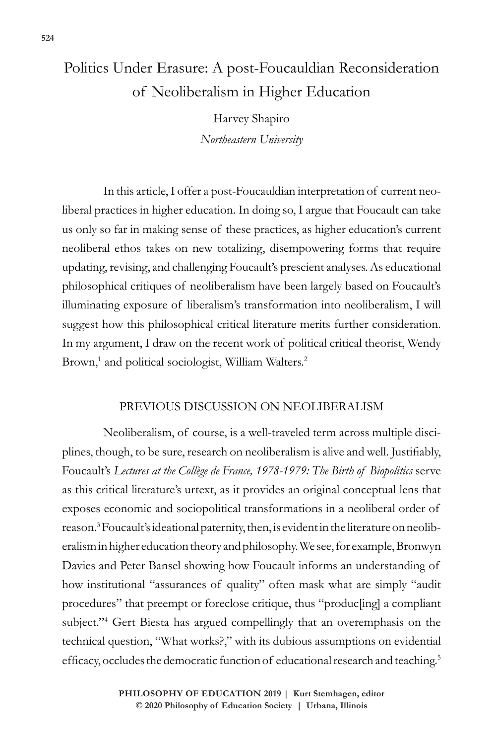# Politics Under Erasure: A post-Foucauldian Reconsideration of Neoliberalism in Higher Education

Harvey Shapiro

*Northeastern University*

In this article, I offer a post-Foucauldian interpretation of current neoliberal practices in higher education. In doing so, I argue that Foucault can take us only so far in making sense of these practices, as higher education's current neoliberal ethos takes on new totalizing, disempowering forms that require updating, revising, and challenging Foucault's prescient analyses. As educational philosophical critiques of neoliberalism have been largely based on Foucault's illuminating exposure of liberalism's transformation into neoliberalism, I will suggest how this philosophical critical literature merits further consideration. In my argument, I draw on the recent work of political critical theorist, Wendy Brown,[1] and political sociologist, William Walters.[2]

## PREVIOUS DISCUSSION ON NEOLIBERALISM

Neoliberalism, of course, is a well-traveled term across multiple disciplines, though, to be sure, research on neoliberalism is alive and well. Justifiably, Foucault's *Lectures at the Collège de France, 1978-1979: The Birth of Biopolitics* serve as this critical literature's urtext, as it provides an original conceptual lens that exposes economic and sociopolitical transformations in a neoliberal order of reason.[3] Foucault's ideational paternity, then, is evident in the literature on neoliberalism in higher education theory and philosophy. We see, for example, Bronwyn Davies and Peter Bansel showing how Foucault informs an understanding of how institutional "assurances of quality" often mask what are simply "audit procedures" that preempt or foreclose critique, thus "produc[ing] a compliant subject."[4] Gert Biesta has argued compellingly that an overemphasis on the technical question, "What works?," with its dubious assumptions on evidential efficacy, occludes the democratic function of educational research and teaching.[5]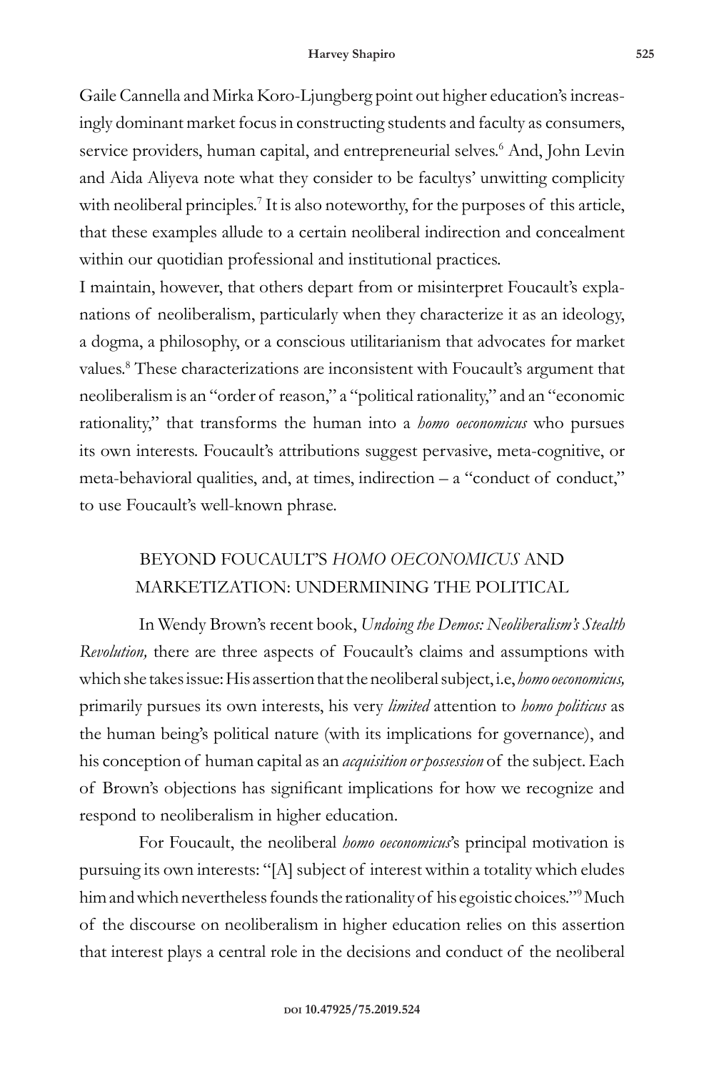Gaile Cannella and Mirka Koro-Ljungberg point out higher education's increasingly dominant market focus in constructing students and faculty as consumers, service providers, human capital, and entrepreneurial selves.[6] And, John Levin and Aida Aliyeva note what they consider to be facultys' unwitting complicity with neoliberal principles.[7] It is also noteworthy, for the purposes of this article, that these examples allude to a certain neoliberal indirection and concealment within our quotidian professional and institutional practices.

I maintain, however, that others depart from or misinterpret Foucault's explanations of neoliberalism, particularly when they characterize it as an ideology, a dogma, a philosophy, or a conscious utilitarianism that advocates for market values.[8] These characterizations are inconsistent with Foucault's argument that neoliberalism is an "order of reason," a "political rationality," and an "economic rationality," that transforms the human into a *homo oeconomicus* who pursues its own interests. Foucault's attributions suggest pervasive, meta-cognitive, or meta-behavioral qualities, and, at times, indirection – a "conduct of conduct," to use Foucault's well-known phrase.

## BEYOND FOUCAULT'S *HOMO OECONOMICUS* AND MARKETIZATION: UNDERMINING THE POLITICAL

In Wendy Brown's recent book, *Undoing the Demos: Neoliberalism's Stealth Revolution,* there are three aspects of Foucault's claims and assumptions with which she takes issue: His assertion that the neoliberal subject, i.e, *homo oeconomicus,* primarily pursues its own interests, his very *limited* attention to *homo politicus* as the human being's political nature (with its implications for governance), and his conception of human capital as an *acquisition or possession* of the subject. Each of Brown's objections has significant implications for how we recognize and respond to neoliberalism in higher education.

For Foucault, the neoliberal *homo oeconomicus*'s principal motivation is pursuing its own interests: "[A] subject of interest within a totality which eludes him and which nevertheless founds the rationality of his egoistic choices."[9] Much of the discourse on neoliberalism in higher education relies on this assertion that interest plays a central role in the decisions and conduct of the neoliberal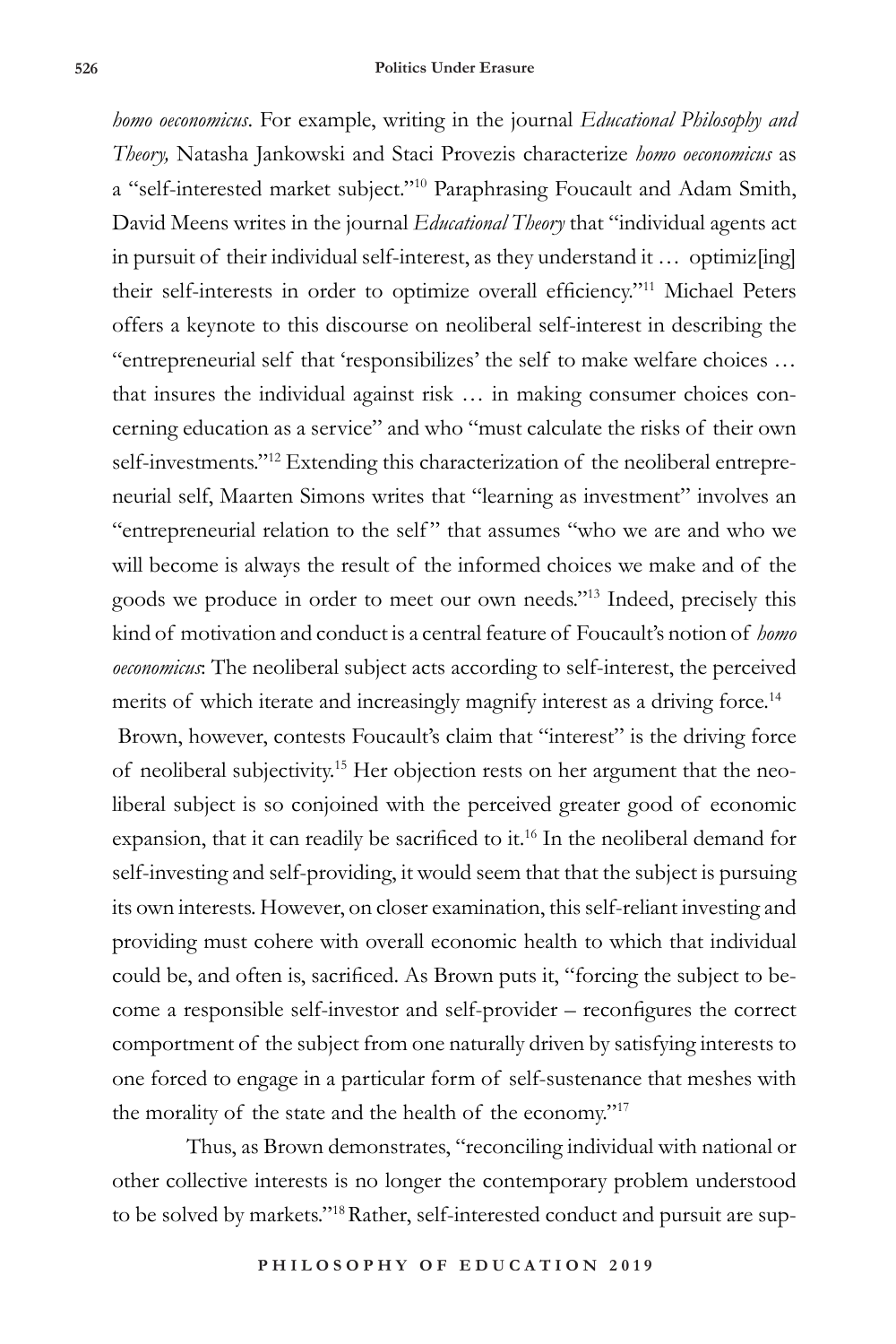*homo oeconomicus*. For example, writing in the journal *Educational Philosophy and Theory,* Natasha Jankowski and Staci Provezis characterize *homo oeconomicus* as a "self-interested market subject."[10] Paraphrasing Foucault and Adam Smith, David Meens writes in the journal *Educational Theory* that "individual agents act in pursuit of their individual self-interest, as they understand it … optimiz[ing] their self-interests in order to optimize overall efficiency."[11] Michael Peters offers a keynote to this discourse on neoliberal self-interest in describing the "entrepreneurial self that 'responsibilizes' the self to make welfare choices … that insures the individual against risk … in making consumer choices concerning education as a service" and who "must calculate the risks of their own self-investments."[12] Extending this characterization of the neoliberal entrepreneurial self, Maarten Simons writes that "learning as investment" involves an "entrepreneurial relation to the self" that assumes "who we are and who we will become is always the result of the informed choices we make and of the goods we produce in order to meet our own needs."[13] Indeed, precisely this kind of motivation and conduct is a central feature of Foucault's notion of *homo oeconomicus*: The neoliberal subject acts according to self-interest, the perceived merits of which iterate and increasingly magnify interest as a driving force.[14]

Brown, however, contests Foucault's claim that "interest" is the driving force of neoliberal subjectivity.[15] Her objection rests on her argument that the neoliberal subject is so conjoined with the perceived greater good of economic expansion, that it can readily be sacrificed to it.[16] In the neoliberal demand for self-investing and self-providing, it would seem that that the subject is pursuing its own interests. However, on closer examination, this self-reliant investing and providing must cohere with overall economic health to which that individual could be, and often is, sacrificed. As Brown puts it, "forcing the subject to become a responsible self-investor and self-provider – reconfigures the correct comportment of the subject from one naturally driven by satisfying interests to one forced to engage in a particular form of self-sustenance that meshes with the morality of the state and the health of the economy."[17]

Thus, as Brown demonstrates, "reconciling individual with national or other collective interests is no longer the contemporary problem understood to be solved by markets."[18] Rather, self-interested conduct and pursuit are sup-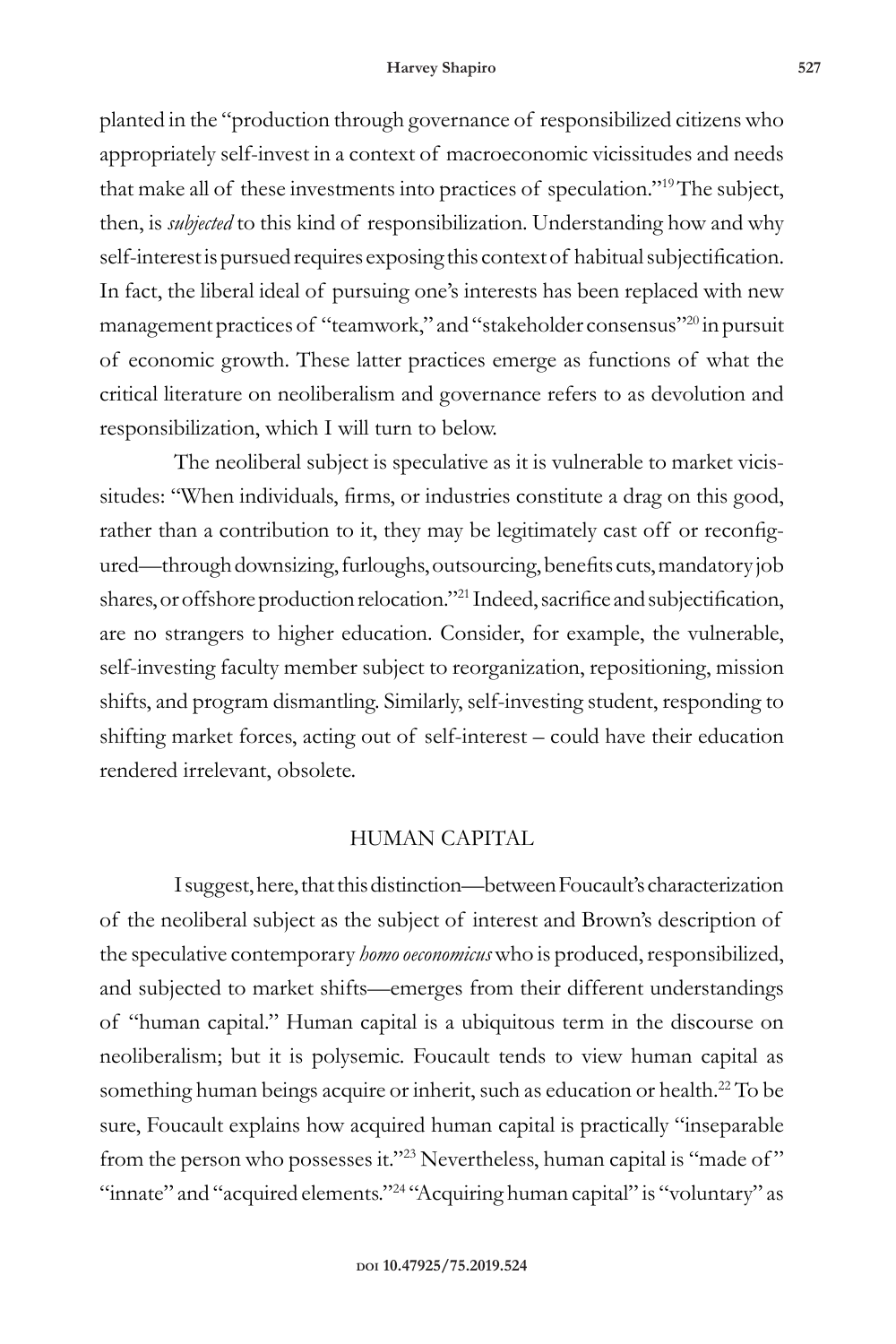planted in the "production through governance of responsibilized citizens who appropriately self-invest in a context of macroeconomic vicissitudes and needs that make all of these investments into practices of speculation."[19] The subject, then, is *subjected* to this kind of responsibilization. Understanding how and why self-interest is pursued requires exposing this context of habitual subjectification. In fact, the liberal ideal of pursuing one's interests has been replaced with new management practices of "teamwork," and "stakeholder consensus"[20] in pursuit of economic growth. These latter practices emerge as functions of what the critical literature on neoliberalism and governance refers to as devolution and responsibilization, which I will turn to below.

The neoliberal subject is speculative as it is vulnerable to market vicissitudes: "When individuals, firms, or industries constitute a drag on this good, rather than a contribution to it, they may be legitimately cast off or reconfigured—through downsizing, furloughs, outsourcing, benefits cuts, mandatory job shares, or offshore production relocation."[21] Indeed, sacrifice and subjectification, are no strangers to higher education. Consider, for example, the vulnerable, self-investing faculty member subject to reorganization, repositioning, mission shifts, and program dismantling. Similarly, self-investing student, responding to shifting market forces, acting out of self-interest – could have their education rendered irrelevant, obsolete.

## HUMAN CAPITAL

I suggest, here, that this distinction—between Foucault's characterization of the neoliberal subject as the subject of interest and Brown's description of the speculative contemporary *homo oeconomicus* who is produced, responsibilized, and subjected to market shifts—emerges from their different understandings of "human capital." Human capital is a ubiquitous term in the discourse on neoliberalism; but it is polysemic. Foucault tends to view human capital as something human beings acquire or inherit, such as education or health.[22] To be sure, Foucault explains how acquired human capital is practically "inseparable from the person who possesses it."[23] Nevertheless, human capital is "made of" "innate" and "acquired elements."[24] "Acquiring human capital" is "voluntary" as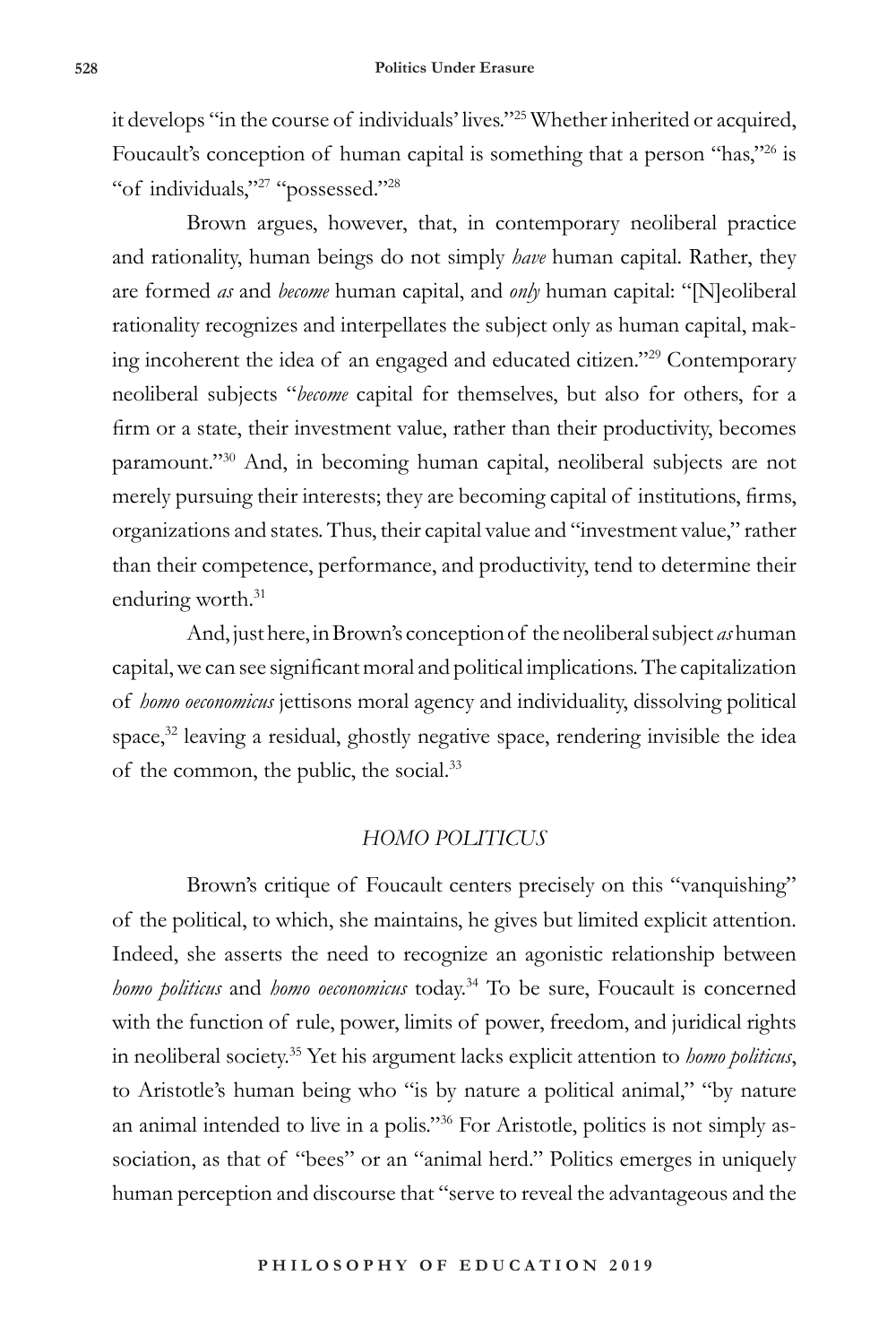it develops "in the course of individuals' lives."[25] Whether inherited or acquired, Foucault's conception of human capital is something that a person "has,"[26] is "of individuals,"[27] "possessed."[28]

Brown argues, however, that, in contemporary neoliberal practice and rationality, human beings do not simply *have* human capital. Rather, they are formed *as* and *become* human capital, and *only* human capital: "[N]eoliberal rationality recognizes and interpellates the subject only as human capital, making incoherent the idea of an engaged and educated citizen."[29] Contemporary neoliberal subjects "*become* capital for themselves, but also for others, for a firm or a state, their investment value, rather than their productivity, becomes paramount."[30] And, in becoming human capital, neoliberal subjects are not merely pursuing their interests; they are becoming capital of institutions, firms, organizations and states. Thus, their capital value and "investment value," rather than their competence, performance, and productivity, tend to determine their enduring worth.[31]

And, just here, in Brown's conception of the neoliberal subject *as* human capital, we can see significant moral and political implications. The capitalization of *homo oeconomicus* jettisons moral agency and individuality, dissolving political space,[32] leaving a residual, ghostly negative space, rendering invisible the idea of the common, the public, the social.[33]

## *HOMO POLITICUS*

Brown's critique of Foucault centers precisely on this "vanquishing" of the political, to which, she maintains, he gives but limited explicit attention. Indeed, she asserts the need to recognize an agonistic relationship between *homo politicus* and *homo oeconomicus* today.[34] To be sure, Foucault is concerned with the function of rule, power, limits of power, freedom, and juridical rights in neoliberal society.[35] Yet his argument lacks explicit attention to *homo politicus*, to Aristotle's human being who "is by nature a political animal," "by nature an animal intended to live in a polis."[36] For Aristotle, politics is not simply association, as that of "bees" or an "animal herd." Politics emerges in uniquely human perception and discourse that "serve to reveal the advantageous and the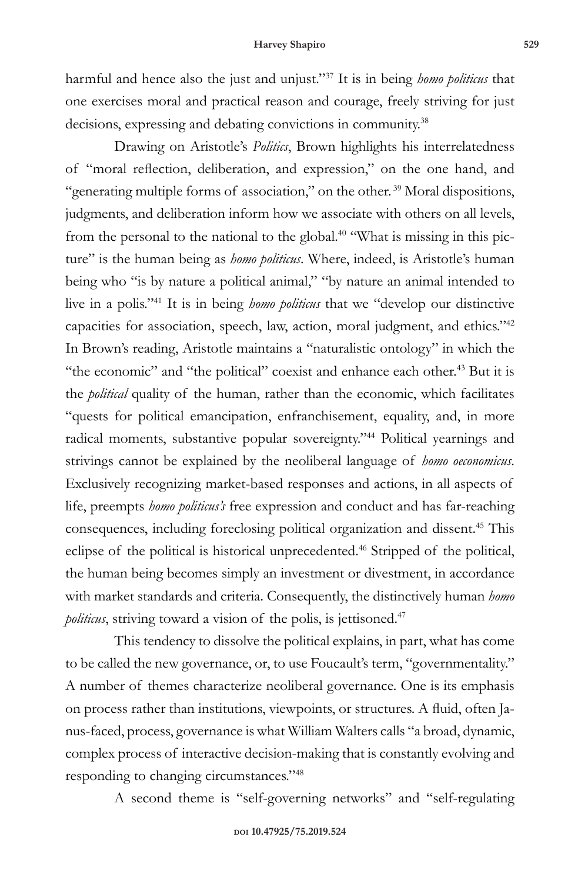harmful and hence also the just and unjust."[37] It is in being *homo politicus* that one exercises moral and practical reason and courage, freely striving for just decisions, expressing and debating convictions in community.[38]

Drawing on Aristotle's *Politics*, Brown highlights his interrelatedness of "moral reflection, deliberation, and expression," on the one hand, and "generating multiple forms of association," on the other.[39] Moral dispositions, judgments, and deliberation inform how we associate with others on all levels, from the personal to the national to the global.[40] "What is missing in this picture" is the human being as *homo politicus*. Where, indeed, is Aristotle's human being who "is by nature a political animal," "by nature an animal intended to live in a polis."[41] It is in being *homo politicus* that we "develop our distinctive capacities for association, speech, law, action, moral judgment, and ethics."[42] In Brown's reading, Aristotle maintains a "naturalistic ontology" in which the "the economic" and "the political" coexist and enhance each other.[43] But it is the *political* quality of the human, rather than the economic, which facilitates "quests for political emancipation, enfranchisement, equality, and, in more radical moments, substantive popular sovereignty."[44] Political yearnings and strivings cannot be explained by the neoliberal language of *homo oeconomicus*. Exclusively recognizing market-based responses and actions, in all aspects of life, preempts *homo politicus's* free expression and conduct and has far-reaching consequences, including foreclosing political organization and dissent.[45] This eclipse of the political is historical unprecedented.[46] Stripped of the political, the human being becomes simply an investment or divestment, in accordance with market standards and criteria. Consequently, the distinctively human *homo politicus*, striving toward a vision of the polis, is jettisoned.[47]

This tendency to dissolve the political explains, in part, what has come to be called the new governance, or, to use Foucault's term, "governmentality." A number of themes characterize neoliberal governance. One is its emphasis on process rather than institutions, viewpoints, or structures. A fluid, often Janus-faced, process, governance is what William Walters calls "a broad, dynamic, complex process of interactive decision-making that is constantly evolving and responding to changing circumstances."[48]

A second theme is "self-governing networks" and "self-regulating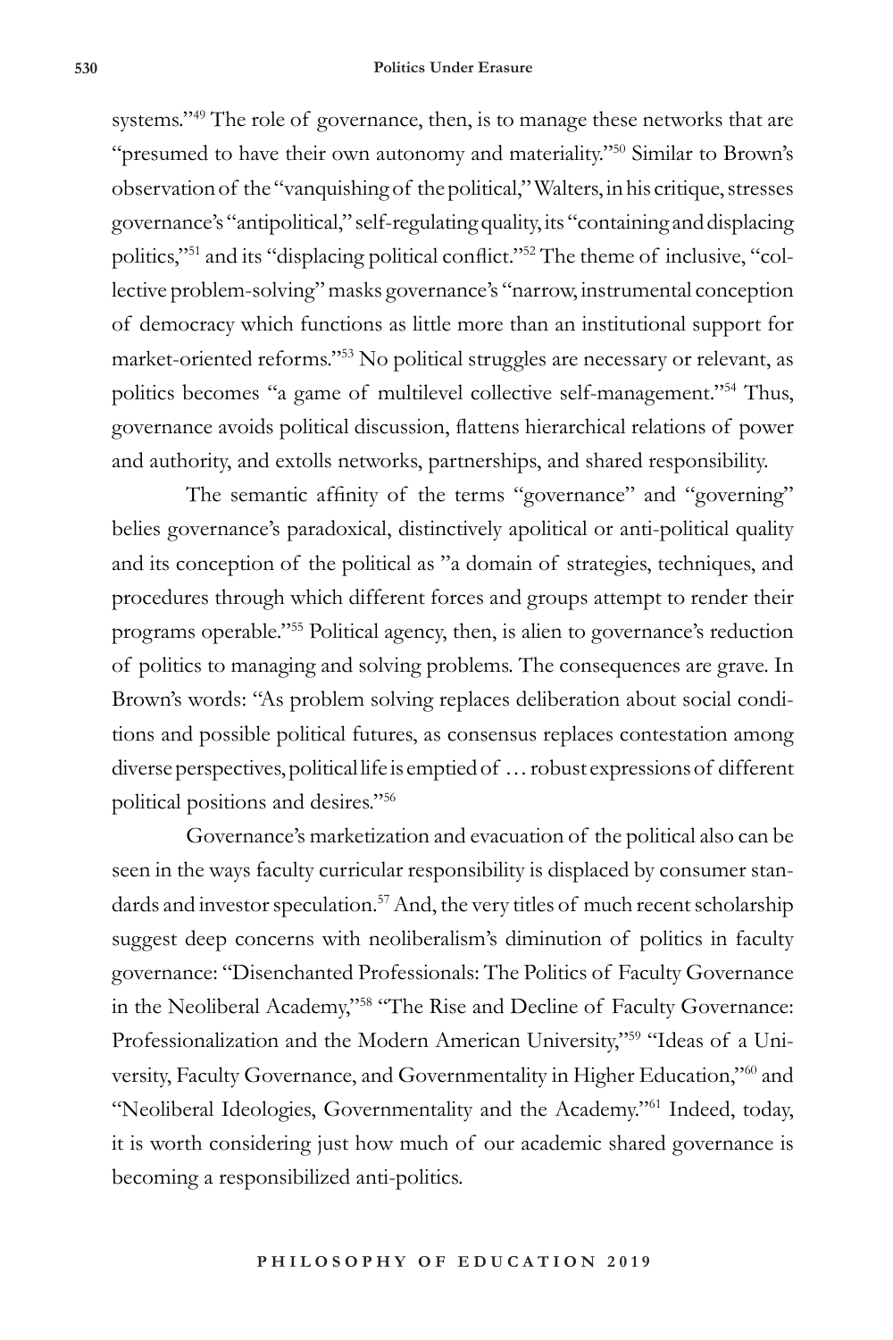systems."[49] The role of governance, then, is to manage these networks that are "presumed to have their own autonomy and materiality."[50] Similar to Brown's observation of the "vanquishing of the political," Walters, in his critique, stresses governance's "antipolitical," self-regulating quality, its "containing and displacing politics,"[51] and its "displacing political conflict."[52] The theme of inclusive, "collective problem-solving" masks governance's "narrow, instrumental conception of democracy which functions as little more than an institutional support for market-oriented reforms."[53] No political struggles are necessary or relevant, as politics becomes "a game of multilevel collective self-management."[54] Thus, governance avoids political discussion, flattens hierarchical relations of power and authority, and extolls networks, partnerships, and shared responsibility.

The semantic affinity of the terms "governance" and "governing" belies governance's paradoxical, distinctively apolitical or anti-political quality and its conception of the political as "a domain of strategies, techniques, and procedures through which different forces and groups attempt to render their programs operable."[55] Political agency, then, is alien to governance's reduction of politics to managing and solving problems. The consequences are grave. In Brown's words: "As problem solving replaces deliberation about social conditions and possible political futures, as consensus replaces contestation among diverse perspectives, political life is emptied of … robust expressions of different political positions and desires."[56]

Governance's marketization and evacuation of the political also can be seen in the ways faculty curricular responsibility is displaced by consumer standards and investor speculation.[57] And, the very titles of much recent scholarship suggest deep concerns with neoliberalism's diminution of politics in faculty governance: "Disenchanted Professionals: The Politics of Faculty Governance in the Neoliberal Academy,"[58] "The Rise and Decline of Faculty Governance: Professionalization and the Modern American University,"[59] "Ideas of a University, Faculty Governance, and Governmentality in Higher Education,"[60] and "Neoliberal Ideologies, Governmentality and the Academy."[61] Indeed, today, it is worth considering just how much of our academic shared governance is becoming a responsibilized anti-politics.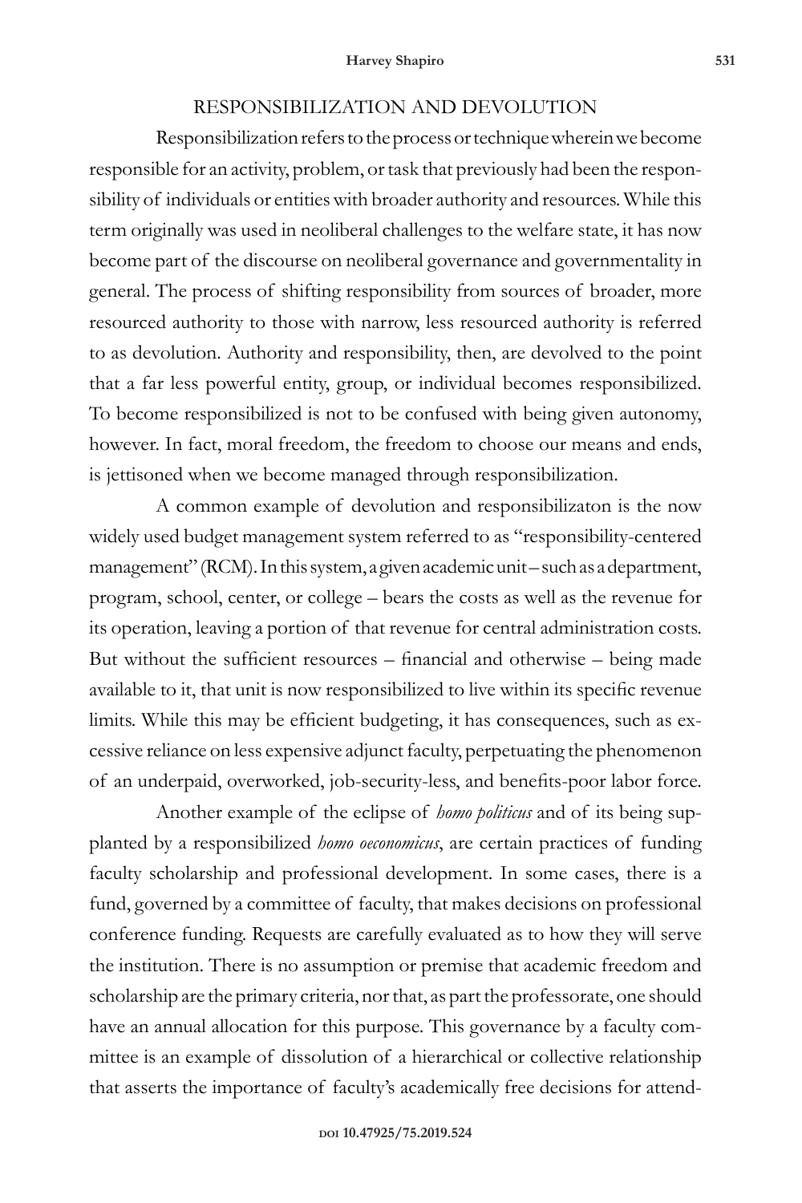## RESPONSIBILIZATION AND DEVOLUTION

Responsibilization refers to the process or technique wherein we become responsible for an activity, problem, or task that previously had been the responsibility of individuals or entities with broader authority and resources. While this term originally was used in neoliberal challenges to the welfare state, it has now become part of the discourse on neoliberal governance and governmentality in general. The process of shifting responsibility from sources of broader, more resourced authority to those with narrow, less resourced authority is referred to as devolution. Authority and responsibility, then, are devolved to the point that a far less powerful entity, group, or individual becomes responsibilized. To become responsibilized is not to be confused with being given autonomy, however. In fact, moral freedom, the freedom to choose our means and ends, is jettisoned when we become managed through responsibilization.

A common example of devolution and responsibilizaton is the now widely used budget management system referred to as "responsibility-centered management" (RCM). In this system, a given academic unit – such as a department, program, school, center, or college – bears the costs as well as the revenue for its operation, leaving a portion of that revenue for central administration costs. But without the sufficient resources – financial and otherwise – being made available to it, that unit is now responsibilized to live within its specific revenue limits. While this may be efficient budgeting, it has consequences, such as excessive reliance on less expensive adjunct faculty, perpetuating the phenomenon of an underpaid, overworked, job-security-less, and benefits-poor labor force.

Another example of the eclipse of *homo politicus* and of its being supplanted by a responsibilized *homo oeconomicus*, are certain practices of funding faculty scholarship and professional development. In some cases, there is a fund, governed by a committee of faculty, that makes decisions on professional conference funding. Requests are carefully evaluated as to how they will serve the institution. There is no assumption or premise that academic freedom and scholarship are the primary criteria, nor that, as part the professorate, one should have an annual allocation for this purpose. This governance by a faculty committee is an example of dissolution of a hierarchical or collective relationship that asserts the importance of faculty's academically free decisions for attend-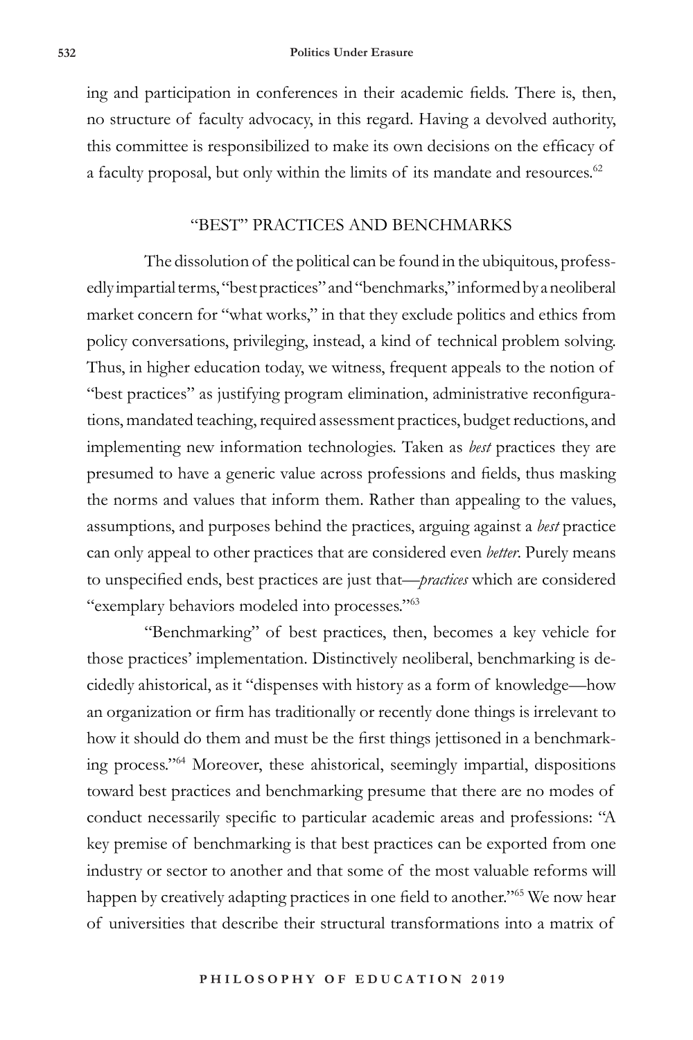ing and participation in conferences in their academic fields. There is, then, no structure of faculty advocacy, in this regard. Having a devolved authority, this committee is responsibilized to make its own decisions on the efficacy of a faculty proposal, but only within the limits of its mandate and resources.[62]

## "BEST" PRACTICES AND BENCHMARKS

The dissolution of the political can be found in the ubiquitous, professedly impartial terms, "best practices" and "benchmarks," informed by a neoliberal market concern for "what works," in that they exclude politics and ethics from policy conversations, privileging, instead, a kind of technical problem solving. Thus, in higher education today, we witness, frequent appeals to the notion of "best practices" as justifying program elimination, administrative reconfigurations, mandated teaching, required assessment practices, budget reductions, and implementing new information technologies. Taken as *best* practices they are presumed to have a generic value across professions and fields, thus masking the norms and values that inform them. Rather than appealing to the values, assumptions, and purposes behind the practices, arguing against a *best* practice can only appeal to other practices that are considered even *better*. Purely means to unspecified ends, best practices are just that—*practices* which are considered "exemplary behaviors modeled into processes."[63]

"Benchmarking" of best practices, then, becomes a key vehicle for those practices' implementation. Distinctively neoliberal, benchmarking is decidedly ahistorical, as it "dispenses with history as a form of knowledge—how an organization or firm has traditionally or recently done things is irrelevant to how it should do them and must be the first things jettisoned in a benchmarking process."[64] Moreover, these ahistorical, seemingly impartial, dispositions toward best practices and benchmarking presume that there are no modes of conduct necessarily specific to particular academic areas and professions: "A key premise of benchmarking is that best practices can be exported from one industry or sector to another and that some of the most valuable reforms will happen by creatively adapting practices in one field to another."[65] We now hear of universities that describe their structural transformations into a matrix of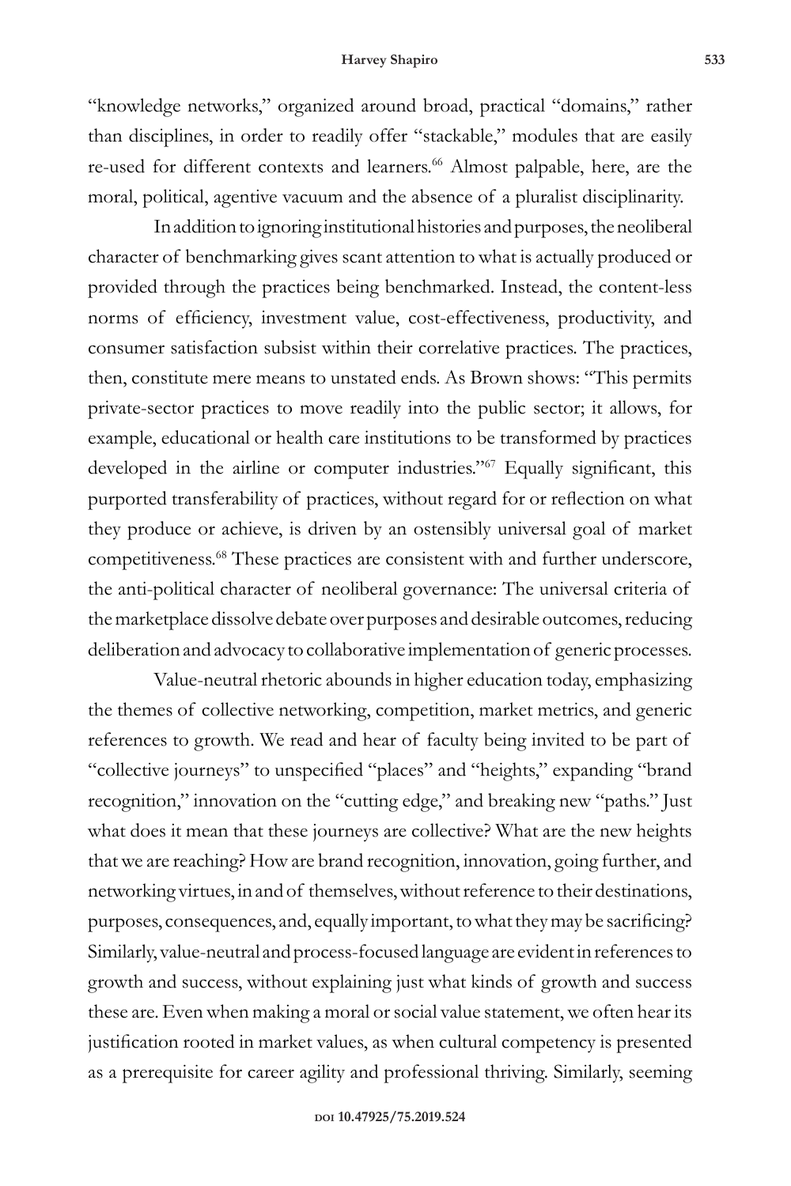"knowledge networks," organized around broad, practical "domains," rather than disciplines, in order to readily offer "stackable," modules that are easily re-used for different contexts and learners.[66] Almost palpable, here, are the moral, political, agentive vacuum and the absence of a pluralist disciplinarity.

In addition to ignoring institutional histories and purposes, the neoliberal character of benchmarking gives scant attention to what is actually produced or provided through the practices being benchmarked. Instead, the content-less norms of efficiency, investment value, cost-effectiveness, productivity, and consumer satisfaction subsist within their correlative practices. The practices, then, constitute mere means to unstated ends. As Brown shows: "This permits private-sector practices to move readily into the public sector; it allows, for example, educational or health care institutions to be transformed by practices developed in the airline or computer industries."[67] Equally significant, this purported transferability of practices, without regard for or reflection on what they produce or achieve, is driven by an ostensibly universal goal of market competitiveness.[68] These practices are consistent with and further underscore, the anti-political character of neoliberal governance: The universal criteria of the marketplace dissolve debate over purposes and desirable outcomes, reducing deliberation and advocacy to collaborative implementation of generic processes.

Value-neutral rhetoric abounds in higher education today, emphasizing the themes of collective networking, competition, market metrics, and generic references to growth. We read and hear of faculty being invited to be part of "collective journeys" to unspecified "places" and "heights," expanding "brand recognition," innovation on the "cutting edge," and breaking new "paths." Just what does it mean that these journeys are collective? What are the new heights that we are reaching? How are brand recognition, innovation, going further, and networking virtues, in and of themselves, without reference to their destinations, purposes, consequences, and, equally important, to what they may be sacrificing? Similarly, value-neutral and process-focused language are evident in references to growth and success, without explaining just what kinds of growth and success these are. Even when making a moral or social value statement, we often hear its justification rooted in market values, as when cultural competency is presented as a prerequisite for career agility and professional thriving. Similarly, seeming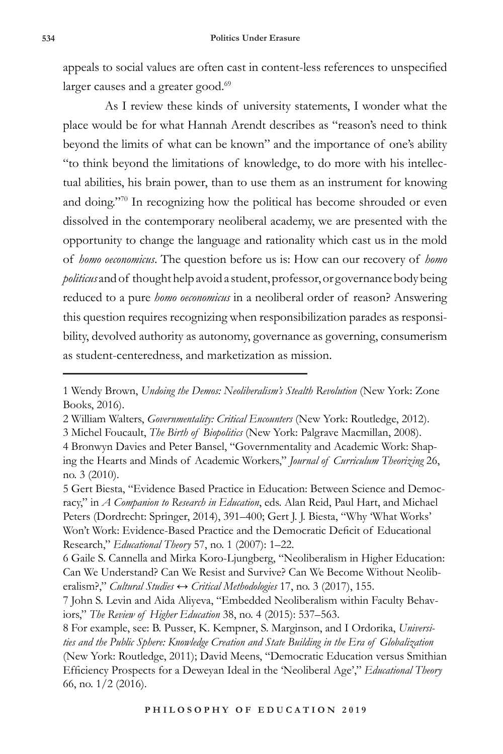appeals to social values are often cast in content-less references to unspecified larger causes and a greater good.[69]

As I review these kinds of university statements, I wonder what the place would be for what Hannah Arendt describes as "reason's need to think beyond the limits of what can be known" and the importance of one's ability "to think beyond the limitations of knowledge, to do more with his intellectual abilities, his brain power, than to use them as an instrument for knowing and doing."[70] In recognizing how the political has become shrouded or even dissolved in the contemporary neoliberal academy, we are presented with the opportunity to change the language and rationality which cast us in the mold of *homo oeconomicus*. The question before us is: How can our recovery of *homo politicus* and of thought help avoid a student, professor, or governance body being reduced to a pure *homo oeconomicus* in a neoliberal order of reason? Answering this question requires recognizing when responsibilization parades as responsibility, devolved authority as autonomy, governance as governing, consumerism as student-centeredness, and marketization as mission.

---

1 Wendy Brown, *Undoing the Demos: Neoliberalism's Stealth Revolution* (New York: Zone Books, 2016).

2 William Walters, *Governmentality: Critical Encounters* (New York: Routledge, 2012).

3 Michel Foucault, *The Birth of Biopolitics* (New York: Palgrave Macmillan, 2008).

4 Bronwyn Davies and Peter Bansel, "Governmentality and Academic Work: Shaping the Hearts and Minds of Academic Workers," *Journal of Curriculum Theorizing* 26, no. 3 (2010).

5 Gert Biesta, "Evidence Based Practice in Education: Between Science and Democracy," in *A Companion to Research in Education*, eds. Alan Reid, Paul Hart, and Michael Peters (Dordrecht: Springer, 2014), 391–400; Gert J. J. Biesta, "Why 'What Works' Won't Work: Evidence-Based Practice and the Democratic Deficit of Educational Research," *Educational Theory* 57, no. 1 (2007): 1–22.

6 Gaile S. Cannella and Mirka Koro-Ljungberg, "Neoliberalism in Higher Education: Can We Understand? Can We Resist and Survive? Can We Become Without Neoliberalism?," *Cultural Studies ↔ Critical Methodologies* 17, no. 3 (2017), 155.

7 John S. Levin and Aida Aliyeva, "Embedded Neoliberalism within Faculty Behaviors," *The Review of Higher Education* 38, no. 4 (2015): 537–563.

8 For example, see: B. Pusser, K. Kempner, S. Marginson, and I Ordorika, *Universities and the Public Sphere: Knowledge Creation and State Building in the Era of Globalization* (New York: Routledge, 2011); David Meens, "Democratic Education versus Smithian Efficiency Prospects for a Deweyan Ideal in the 'Neoliberal Age'," *Educational Theory* 66, no. 1/2 (2016).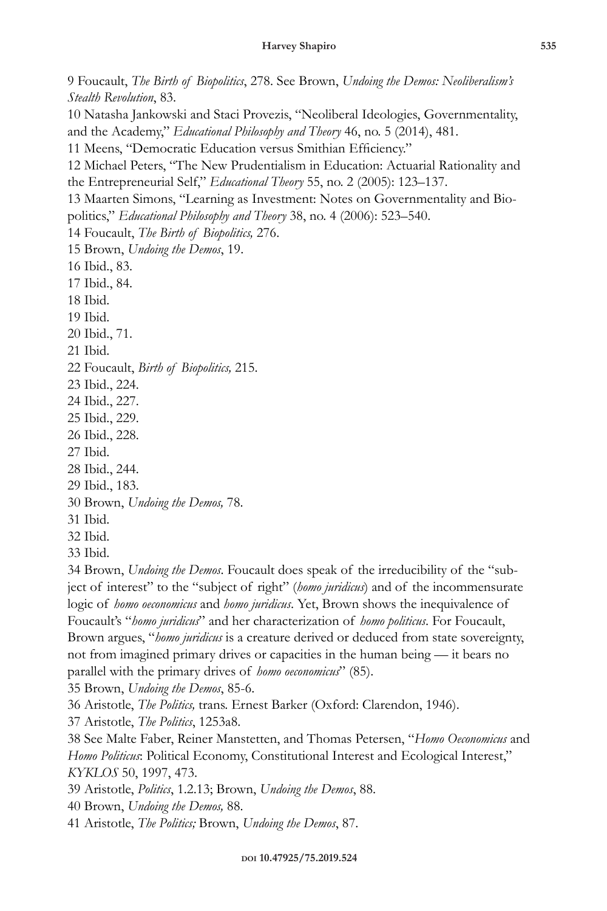9 Foucault, *The Birth of Biopolitics*, 278. See Brown, *Undoing the Demos: Neoliberalism's Stealth Revolution*, 83.

10 Natasha Jankowski and Staci Provezis, "Neoliberal Ideologies, Governmentality, and the Academy," *Educational Philosophy and Theory* 46, no. 5 (2014), 481.

11 Meens, "Democratic Education versus Smithian Efficiency."

12 Michael Peters, "The New Prudentialism in Education: Actuarial Rationality and the Entrepreneurial Self," *Educational Theory* 55, no. 2 (2005): 123–137.

13 Maarten Simons, "Learning as Investment: Notes on Governmentality and Biopolitics," *Educational Philosophy and Theory* 38, no. 4 (2006): 523–540.

14 Foucault, *The Birth of Biopolitics,* 276.

15 Brown, *Undoing the Demos*, 19.

16 Ibid., 83.

17 Ibid., 84.

18 Ibid.

19 Ibid.

20 Ibid., 71.

21 Ibid.

22 Foucault, *Birth of Biopolitics,* 215.

23 Ibid., 224.

24 Ibid., 227.

25 Ibid., 229.

26 Ibid., 228.

27 Ibid.

28 Ibid., 244.

29 Ibid., 183.

30 Brown, *Undoing the Demos,* 78.

31 Ibid.

32 Ibid.

33 Ibid.

34 Brown, *Undoing the Demos*. Foucault does speak of the irreducibility of the "subject of interest" to the "subject of right" (*homo juridicus*) and of the incommensurate logic of *homo oeconomicus* and *homo juridicus*. Yet, Brown shows the inequivalence of Foucault's "*homo juridicus*" and her characterization of *homo politicus*. For Foucault, Brown argues, "*homo juridicus* is a creature derived or deduced from state sovereignty, not from imagined primary drives or capacities in the human being — it bears no parallel with the primary drives of *homo oeconomicus*" (85).

35 Brown, *Undoing the Demos*, 85-6.

36 Aristotle, *The Politics,* trans. Ernest Barker (Oxford: Clarendon, 1946).

37 Aristotle, *The Politics*, 1253a8.

38 See Malte Faber, Reiner Manstetten, and Thomas Petersen, "*Homo Oeconomicus* and *Homo Politicus*: Political Economy, Constitutional Interest and Ecological Interest," *KYKLOS* 50, 1997, 473.

39 Aristotle, *Politics*, 1.2.13; Brown, *Undoing the Demos*, 88.

40 Brown, *Undoing the Demos,* 88.

41 Aristotle, *The Politics;* Brown, *Undoing the Demos*, 87.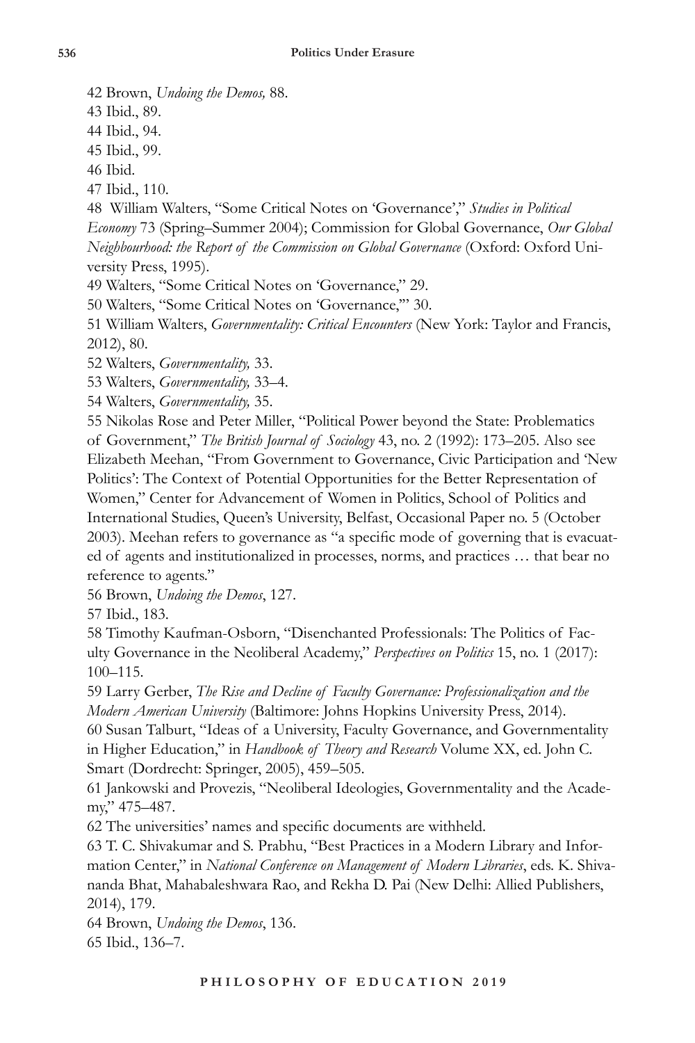42 Brown, *Undoing the Demos,* 88.

43 Ibid., 89.

44 Ibid., 94.

45 Ibid., 99.

46 Ibid.

47 Ibid., 110.

48 William Walters, "Some Critical Notes on 'Governance'," *Studies in Political Economy* 73 (Spring–Summer 2004); Commission for Global Governance, *Our Global Neighbourhood: the Report of the Commission on Global Governance* (Oxford: Oxford University Press, 1995).

49 Walters, "Some Critical Notes on 'Governance," 29.

50 Walters, "Some Critical Notes on 'Governance,'" 30.

51 William Walters, *Governmentality: Critical Encounters* (New York: Taylor and Francis, 2012), 80.

52 Walters, *Governmentality,* 33.

53 Walters, *Governmentality,* 33–4.

54 Walters, *Governmentality,* 35.

55 Nikolas Rose and Peter Miller, "Political Power beyond the State: Problematics of Government," *The British Journal of Sociology* 43, no. 2 (1992): 173–205. Also see Elizabeth Meehan, "From Government to Governance, Civic Participation and 'New Politics': The Context of Potential Opportunities for the Better Representation of Women," Center for Advancement of Women in Politics, School of Politics and International Studies, Queen's University, Belfast, Occasional Paper no. 5 (October 2003). Meehan refers to governance as "a specific mode of governing that is evacuated of agents and institutionalized in processes, norms, and practices … that bear no reference to agents."

56 Brown, *Undoing the Demos*, 127.

57 Ibid., 183.

58 Timothy Kaufman-Osborn, "Disenchanted Professionals: The Politics of Faculty Governance in the Neoliberal Academy," *Perspectives on Politics* 15, no. 1 (2017): 100–115.

59 Larry Gerber, *The Rise and Decline of Faculty Governance: Professionalization and the Modern American University* (Baltimore: Johns Hopkins University Press, 2014).

60 Susan Talburt, "Ideas of a University, Faculty Governance, and Governmentality in Higher Education," in *Handbook of Theory and Research* Volume XX, ed. John C. Smart (Dordrecht: Springer, 2005), 459–505.

61 Jankowski and Provezis, "Neoliberal Ideologies, Governmentality and the Academy," 475–487.

62 The universities' names and specific documents are withheld.

63 T. C. Shivakumar and S. Prabhu, "Best Practices in a Modern Library and Information Center," in *National Conference on Management of Modern Libraries*, eds. K. Shivananda Bhat, Mahabaleshwara Rao, and Rekha D. Pai (New Delhi: Allied Publishers, 2014), 179.

64 Brown, *Undoing the Demos*, 136.

65 Ibid., 136–7.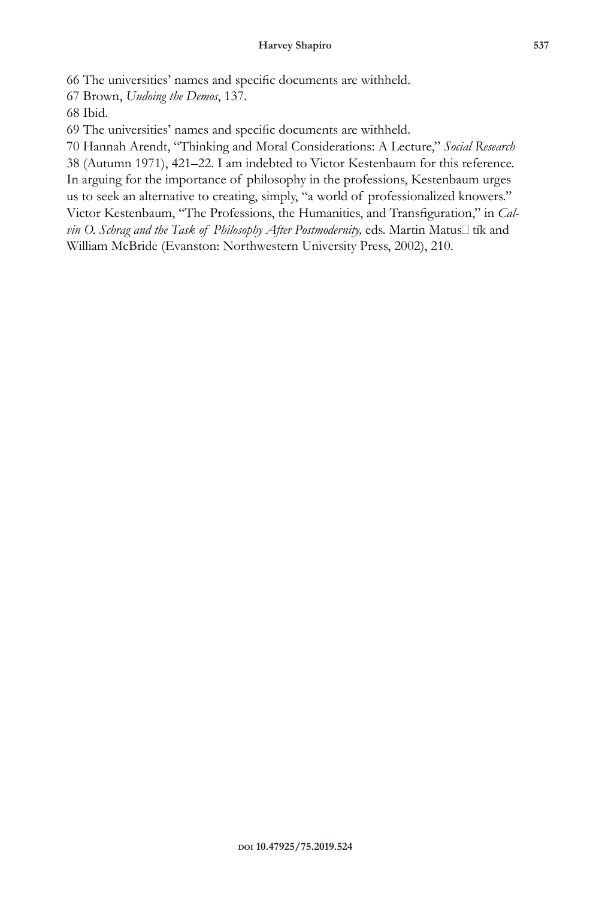66 The universities' names and specific documents are withheld.

67 Brown, *Undoing the Demos*, 137.

68 Ibid.

69 The universities' names and specific documents are withheld.

70 Hannah Arendt, "Thinking and Moral Considerations: A Lecture," *Social Research* 38 (Autumn 1971), 421–22. I am indebted to Victor Kestenbaum for this reference. In arguing for the importance of philosophy in the professions, Kestenbaum urges us to seek an alternative to creating, simply, "a world of professionalized knowers." Victor Kestenbaum, "The Professions, the Humanities, and Transfiguration," in *Calvin O. Schrag and the Task of Philosophy After Postmodernity,* eds. Martin Matuštík and William McBride (Evanston: Northwestern University Press, 2002), 210.